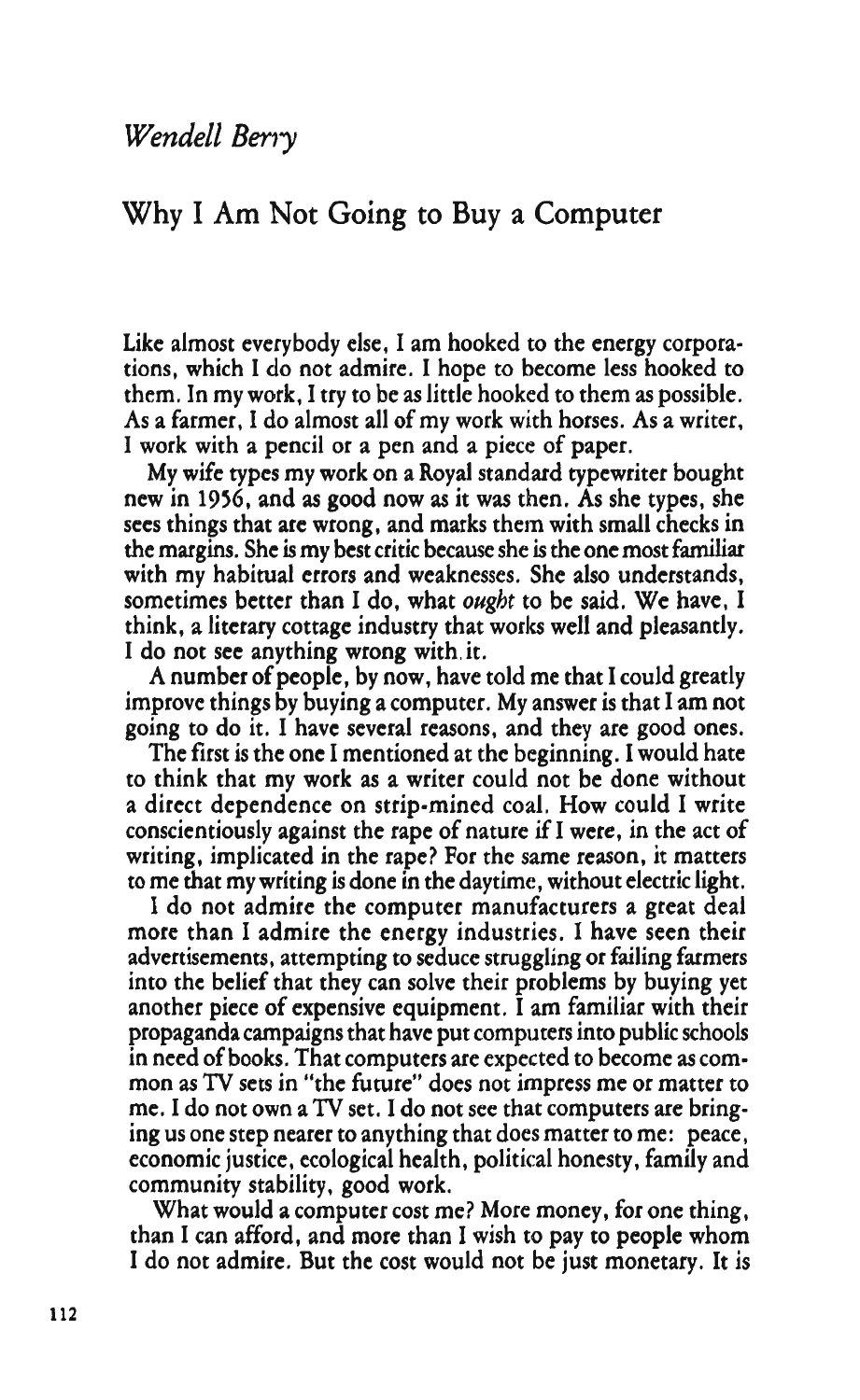*Wendell Berry*

# Why I Am Not Going to Buy a Computer

Like almost everybody else, I am hooked to the energy corporations, which I do not admire. I hope to become less hooked to them. In my work, I try to be as little hooked to them as possible. As a farmer, I do almost all of my work with horses. As a writer, I work with a pencil or a pen and a piece of paper.

My wife types my work on a Royal standard typewriter bought new in 1956, and as good now as it was then. As she types, she sees things that are wrong, and marks them with small checks in the margins. She is my best critic because she is the one most familiar with my habitual errors and weaknesses. She also understands, sometimes better than I do, what *ought* to be said. We have, I think, a literary cottage industry that works well and pleasantly. I do not see anything wrong with it.

A number of people, by now, have told me that I could greatly improve things by buying a computer. My answer is that I am not going to do it. I have several reasons, and they are good ones.

The first is the one I mentioned at the beginning. I would hate to think that my work as a writer could not be done without a direct dependence on strip-mined coal. How could I write conscientiously against the rape of nature if I were, in the act of writing, implicated in the rape? For the same reason, it matters to me that my writing is done in the daytime, without electric light.

I do not admire the computer manufacturers a great deal more than I admire the energy industries. I have seen their advertisements, attempting to seduce struggling or failing farmers into the belief that they can solve their problems by buying yet another piece of expensive equipment. I am familiar with their propaganda campaigns that have put computers into public schools in need of books. That computers are expected to become as common as TV sets in "the future" does not impress me or matter to me. I do not own a TV set. I do not see that computers are bringing us one step nearer to anything that does matter to me: peace, economic justice, ecological health, political honesty, family and community stability, good work.

What would a computer cost me? More money, for one thing, than I can afford, and more than I wish to pay to people whom I do not admire. But the cost would not be just monetary. It is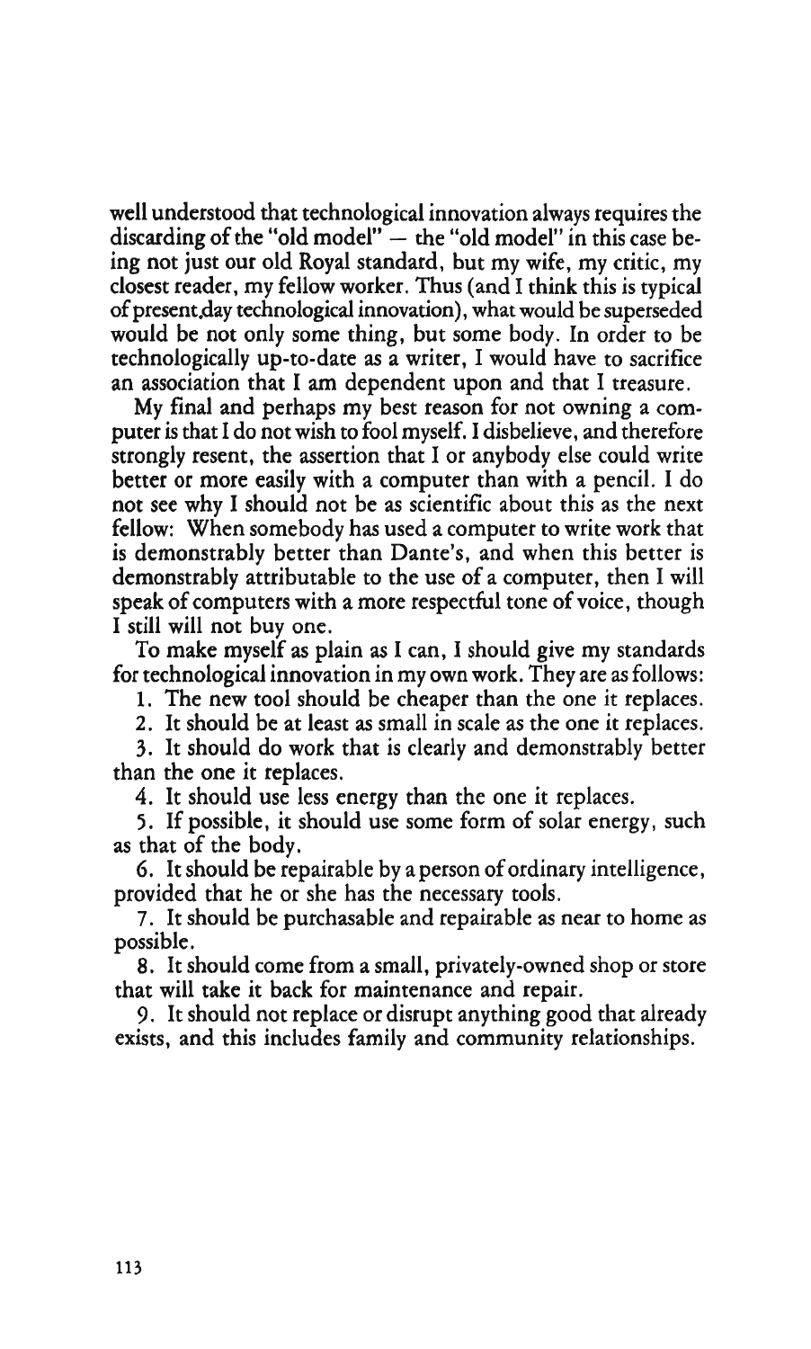well understood that technological innovation always requires the discarding of the "old model" — the "old model" in this case being not just our old Royal standard, but my wife, my critic, my closest reader, my fellow worker. Thus (and I think this is typical of present-day technological innovation), what would be superseded would be not only some thing, but some body. In order to be technologically up-to-date as a writer, I would have to sacrifice an association that I am dependent upon and that I treasure.

My final and perhaps my best reason for not owning a computer is that I do not wish to fool myself. I disbelieve, and therefore strongly resent, the assertion that I or anybody else could write better or more easily with a computer than with a pencil. I do not see why I should not be as scientific about this as the next fellow: When somebody has used a computer to write work that is demonstrably better than Dante's, and when this better is demonstrably attributable to the use of a computer, then I will speak of computers with a more respectful tone of voice, though I still will not buy one.

To make myself as plain as I can, I should give my standards for technological innovation in my own work. They are as follows:

1. The new tool should be cheaper than the one it replaces.
2. It should be at least as small in scale as the one it replaces.
3. It should do work that is clearly and demonstrably better than the one it replaces.
4. It should use less energy than the one it replaces.
5. If possible, it should use some form of solar energy, such as that of the body.
6. It should be repairable by a person of ordinary intelligence, provided that he or she has the necessary tools.
7. It should be purchasable and repairable as near to home as possible.
8. It should come from a small, privately-owned shop or store that will take it back for maintenance and repair.
9. It should not replace or disrupt anything good that already exists, and this includes family and community relationships.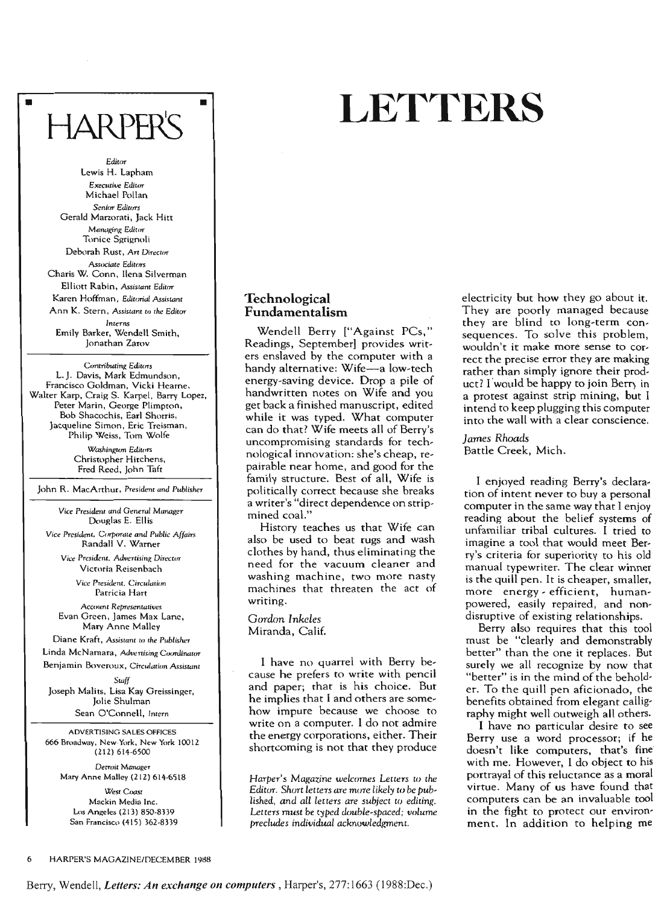# HARPER'S

*Editor*
Lewis H. Lapham

*Executive Editor*
Michael Pollan

*Senior Editors*
Gerald Marzorati, Jack Hitt

*Managing Editor*
Tonice Sgrignoli

Deborah Rust, *Art Director*

*Associate Editors*
Charis W. Conn, Ilena Silverman

Elliott Rabin, *Assistant Editor*

Karen Hoffman, *Editorial Assistant*

Ann K. Stern, *Assistant to the Editor*

*Interns*
Emily Barker, Wendell Smith, Jonathan Zarov

*Contributing Editors*
L. J. Davis, Mark Edmundson, Francisco Goldman, Vicki Hearne, Walter Karp, Craig S. Karpel, Barry Lopez, Peter Marin, George Plimpton, Bob Shacochis, Earl Shorris, Jacqueline Simon, Eric Treisman, Philip Weiss, Tom Wolfe

*Washington Editors*
Christopher Hitchens, Fred Reed, John Taft

John R. MacArthur, *President and Publisher*

*Vice President and General Manager*
Douglas E. Ellis

*Vice President, Corporate and Public Affairs*
Randall V. Warner

*Vice President, Advertising Director*
Victoria Reisenbach

*Vice President, Circulation*
Patricia Hart

*Account Representatives*
Evan Green, James Max Lane, Mary Anne Malley

Diane Kraft, *Assistant to the Publisher*

Linda McNamara, *Advertising Coordinator*

Benjamin Boveroux, *Circulation Assistant*

*Staff*
Joseph Malits, Lisa Kay Greissinger, Jolie Shulman

Sean O'Connell, *Intern*

ADVERTISING SALES OFFICES
666 Broadway, New York, New York 10012
(212) 614-6500

*Detroit Manager*
Mary Anne Malley (212) 614-6518

*West Coast*
Mackin Media Inc.
Los Angeles (213) 850-8339
San Francisco (415) 362-8339

# LETTERS

## Technological Fundamentalism

Wendell Berry ["Against PCs," Readings, September] provides writers enslaved by the computer with a handy alternative: Wife—a low-tech energy-saving device. Drop a pile of handwritten notes on Wife and you get back a finished manuscript, edited while it was typed. What computer can do that? Wife meets all of Berry's uncompromising standards for technological innovation: she's cheap, repairable near home, and good for the family structure. Best of all, Wife is politically correct because she breaks a writer's "direct dependence on strip-mined coal."

History teaches us that Wife can also be used to beat rugs and wash clothes by hand, thus eliminating the need for the vacuum cleaner and washing machine, two more nasty machines that threaten the act of writing.

*Gordon Inkeles*
Miranda, Calif.

I have no quarrel with Berry because he prefers to write with pencil and paper; that is his choice. But he implies that I and others are somehow impure because we choose to write on a computer. I do not admire the energy corporations, either. Their shortcoming is not that they produce electricity but how they go about it. They are poorly managed because they are blind to long-term consequences. To solve this problem, wouldn't it make more sense to correct the precise error they are making rather than simply ignore their product? I would be happy to join Berry in a protest against strip mining, but I intend to keep plugging this computer into the wall with a clear conscience.

*James Rhoads*
Battle Creek, Mich.

I enjoyed reading Berry's declaration of intent never to buy a personal computer in the same way that I enjoy reading about the belief systems of unfamiliar tribal cultures. I tried to imagine a tool that would meet Berry's criteria for superiority to his old manual typewriter. The clear winner is the quill pen. It is cheaper, smaller, more energy-efficient, human-powered, easily repaired, and non-disruptive of existing relationships.

Berry also requires that this tool must be "clearly and demonstrably better" than the one it replaces. But surely we all recognize by now that "better" is in the mind of the beholder. To the quill pen aficionado, the benefits obtained from elegant calligraphy might well outweigh all others.

I have no particular desire to see Berry use a word processor; if he doesn't like computers, that's fine with me. However, I do object to his portrayal of this reluctance as a moral virtue. Many of us have found that computers can be an invaluable tool in the fight to protect our environment. In addition to helping me

*Harper's Magazine welcomes Letters to the Editor. Short letters are more likely to be published, and all letters are subject to editing. Letters must be typed double-spaced; volume precludes individual acknowledgment.*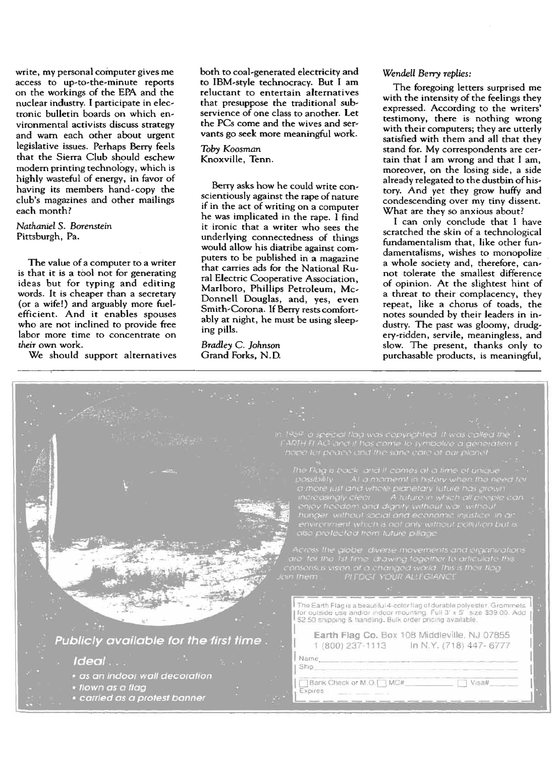write, my personal computer gives me access to up-to-the-minute reports on the workings of the EPA and the nuclear industry. I participate in electronic bulletin boards on which environmental activists discuss strategy and warn each other about urgent legislative issues. Perhaps Berry feels that the Sierra Club should eschew modern printing technology, which is highly wasteful of energy, in favor of having its members hand-copy the club's magazines and other mailings each month?

*Nathaniel S. Borenstein*
Pittsburgh, Pa.

The value of a computer to a writer is that it is a tool not for generating ideas but for typing and editing words. It is cheaper than a secretary (or a wife!) and arguably more fuel-efficient. And it enables spouses who are not inclined to provide free labor more time to concentrate on *their* own work.

We should support alternatives both to coal-generated electricity and to IBM-style technocracy. But I am reluctant to entertain alternatives that presuppose the traditional subservience of one class to another. Let the PCs come and the wives and servants go seek more meaningful work.

*Toby Koosman*
Knoxville, Tenn.

Berry asks how he could write conscientiously against the rape of nature if in the act of writing on a computer he was implicated in the rape. I find it ironic that a writer who sees the underlying connectedness of things would allow his diatribe against computers to be published in a magazine that carries ads for the National Rural Electric Cooperative Association, Marlboro, Phillips Petroleum, McDonnell Douglas, and, yes, even Smith-Corona. If Berry rests comfortably at night, he must be using sleeping pills.

*Bradley C. Johnson*
Grand Forks, N.D.

*Wendell Berry replies:*

The foregoing letters surprised me with the intensity of the feelings they expressed. According to the writers' testimony, there is nothing wrong with their computers; they are utterly satisfied with them and all that they stand for. My correspondents are certain that I am wrong and that I am, moreover, on the losing side, a side already relegated to the dustbin of history. And yet they grow huffy and condescending over my tiny dissent. What are they so anxious about?

I can only conclude that I have scratched the skin of a technological fundamentalism that, like other fundamentalisms, wishes to monopolize a whole society and, therefore, cannot tolerate the smallest difference of opinion. At the slightest hint of a threat to their complacency, they repeat, like a chorus of toads, the notes sounded by their leaders in industry. The past was gloomy, drudgery-ridden, servile, meaningless, and slow. The present, thanks only to purchasable products, is meaningful,

In 1969 a special flag was copyrighted. It was called the EARTH FLAG and it has come to symbolize a generation's hope for peace and the sane care of our planet.

The Flag is back and it comes at a time of unique possibility. At a moment in history when the need for a more just and whole planetary future has grown increasingly clear. A future in which all people can enjoy freedom and dignity without war, without hunger, without social and economic injustice, in an environment which is not only without pollution but is also protected from future pillage.

Across the globe diverse movements and organizations are for the 1st time drawing together to articulate this consensus vision of a changed world. This is their flag. Join them. PLEDGE YOUR ALLEGIANCE

*Publicly available for the first time.*

*Ideal . . .*

- *as an indoor wall decoration*
- *flown as a flag*
- *carried as a protest banner*

The Earth Flag is a beautiful 4-color flag of durable polyester. Grommets for outside use and/or indoor mounting. Full 3' x 5' size $39.00. Add $2.50 shipping & handling. Bulk order pricing available.

Earth Flag Co. Box 108 Middleville, NJ 07855
1 (800) 237-1113 In N.Y. (718) 447-6777

Name\_\_\_\_\_\_\_\_\_\_
Ship\_\_\_\_\_\_\_\_\_\_

☐ Bank Check or M.O. ☐ MC#\_\_\_\_\_\_ ☐ Visa#\_\_\_\_\_\_
Expires\_\_\_\_\_\_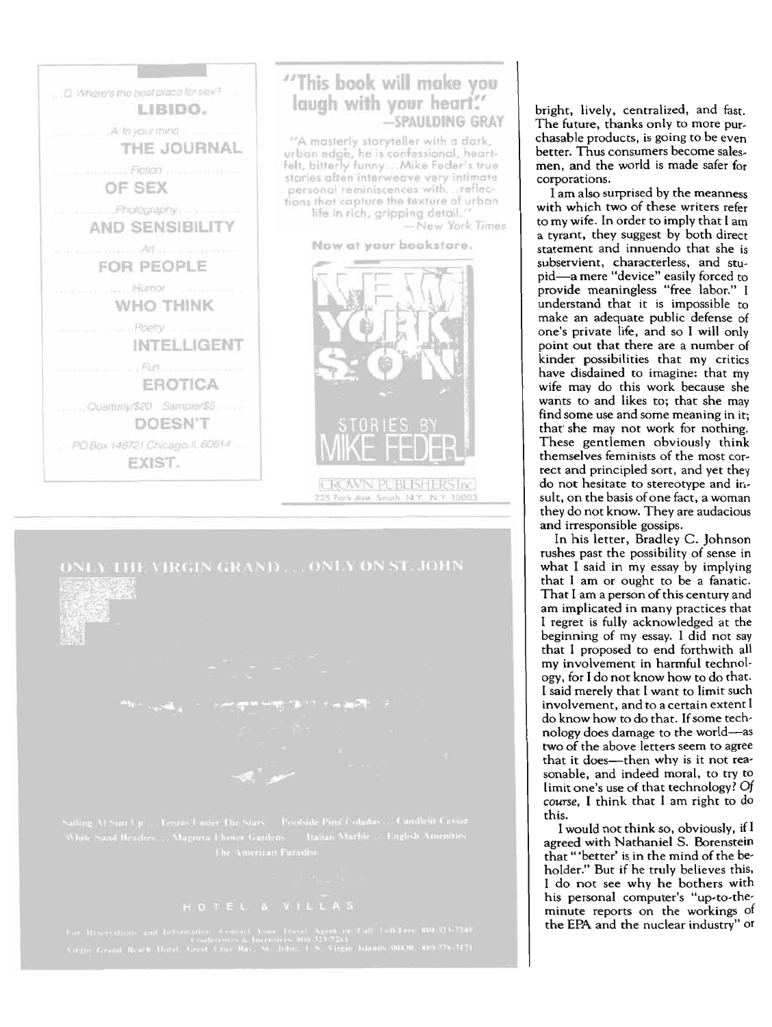Q: Where's the best place for sex?

**LIBIDO.**

A: In your mind

**THE JOURNAL**

Fiction

**OF SEX**

Photography

**AND SENSIBILITY**

Art

**FOR PEOPLE**

Humor

**WHO THINK**

Poetry

**INTELLIGENT**

Fun

**EROTICA**

Quarterly/$20 Sample/$5

**DOESN'T**

PO Box 146721 Chicago, IL 60614

**EXIST.**

## "This book will make you laugh with your heart." —SPAULDING GRAY

"A masterly storyteller with a dark, urban edge, he is confessional, heartfelt, bitterly funny... Mike Feder's true stories often interweave very intimate personal reminiscences with... reflections that capture the texture of urban life in rich, gripping detail." —New York Times

**Now at your bookstore.**

NEW YORK SON

STORIES BY MIKE FEDER

CROWN PUBLISHERS Inc. 225 Park Ave. South, N.Y., N.Y. 10003

ONLY THE VIRGIN GRAND ... ONLY ON ST. JOHN

Sailing At Sun Up ... Tennis Under The Stars ... Poolside Piña Coladas ... Candlelit Caviar
White Sand Beaches ... Magenta Flower Gardens ... Italian Marble ... English Amenities
The American Paradise

HOTEL & VILLAS

---

bright, lively, centralized, and fast. The future, thanks only to more purchasable products, is going to be even better. Thus consumers become salesmen, and the world is made safer for corporations.

I am also surprised by the meanness with which two of these writers refer to my wife. In order to imply that I am a tyrant, they suggest by both direct statement and innuendo that she is subservient, characterless, and stupid—a mere "device" easily forced to provide meaningless "free labor." I understand that it is impossible to make an adequate public defense of one's private life, and so I will only point out that there are a number of kinder possibilities that my critics have disdained to imagine: that my wife may do this work because she wants to and likes to; that she may find some use and some meaning in it; that she may not work for nothing. These gentlemen obviously think themselves feminists of the most correct and principled sort, and yet they do not hesitate to stereotype and insult, on the basis of one fact, a woman they do not know. They are audacious and irresponsible gossips.

In his letter, Bradley C. Johnson rushes past the possibility of sense in what I said in my essay by implying that I am or ought to be a fanatic. That I am a person of this century and am implicated in many practices that I regret is fully acknowledged at the beginning of my essay. I did not say that I proposed to end forthwith all my involvement in harmful technology, for I do not know how to do that. I said merely that I want to limit such involvement, and to a certain extent I do know how to do that. If some technology does damage to the world—as two of the above letters seem to agree that it does—then why is it not reasonable, and indeed moral, to try to limit one's use of that technology? *Of course*, I think that I am right to do this.

I would not think so, obviously, if I agreed with Nathaniel S. Borenstein that "'better' is in the mind of the beholder." But if he truly believes this, I do not see why he bothers with his personal computer's "up-to-the-minute reports on the workings of the EPA and the nuclear industry" or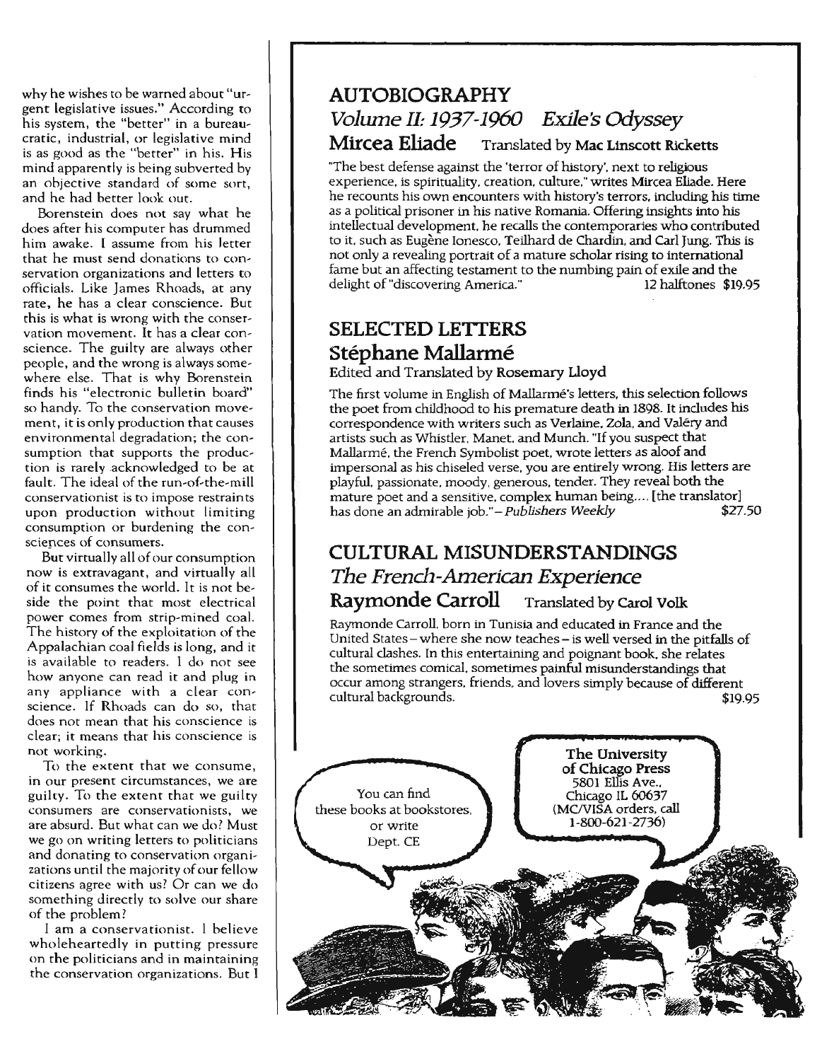why he wishes to be warned about "urgent legislative issues." According to his system, the "better" in a bureaucratic, industrial, or legislative mind is as good as the "better" in his. His mind apparently is being subverted by an objective standard of some sort, and he had better look out.

Borenstein does not say what he does after his computer has drummed him awake. I assume from his letter that he must send donations to conservation organizations and letters to officials. Like James Rhoads, at any rate, he has a clear conscience. But this is what is wrong with the conservation movement. It has a clear conscience. The guilty are always other people, and the wrong is always somewhere else. That is why Borenstein finds his "electronic bulletin board" so handy. To the conservation movement, it is only production that causes environmental degradation; the consumption that supports the production is rarely acknowledged to be at fault. The ideal of the run-of-the-mill conservationist is to impose restraints upon production without limiting consumption or burdening the consciences of consumers.

But virtually all of our consumption now is extravagant, and virtually all of it consumes the world. It is not beside the point that most electrical power comes from strip-mined coal. The history of the exploitation of the Appalachian coal fields is long, and it is available to readers. I do not see how anyone can read it and plug in any appliance with a clear conscience. If Rhoads can do so, that does not mean that his conscience is clear; it means that his conscience is not working.

To the extent that we consume, in our present circumstances, we are guilty. To the extent that we guilty consumers are conservationists, we are absurd. But what can we do? Must we go on writing letters to politicians and donating to conservation organizations until the majority of our fellow citizens agree with us? Or can we do something directly to solve our share of the problem?

I am a conservationist. I believe wholeheartedly in putting pressure on the politicians and in maintaining the conservation organizations. But I

## AUTOBIOGRAPHY

### *Volume II: 1937-1960 Exile's Odyssey*

**Mircea Eliade** Translated by **Mac Linscott Ricketts**

"The best defense against the 'terror of history', next to religious experience, is spirituality, creation, culture," writes Mircea Eliade. Here he recounts his own encounters with history's terrors, including his time as a political prisoner in his native Romania. Offering insights into his intellectual development, he recalls the contemporaries who contributed to it, such as Eugène Ionesco, Teilhard de Chardin, and Carl Jung. This is not only a revealing portrait of a mature scholar rising to international fame but an affecting testament to the numbing pain of exile and the delight of "discovering America." 12 halftones $19.95

## SELECTED LETTERS

**Stéphane Mallarmé**

Edited and Translated by **Rosemary Lloyd**

The first volume in English of Mallarmé's letters, this selection follows the poet from childhood to his premature death in 1898. It includes his correspondence with writers such as Verlaine, Zola, and Valéry and artists such as Whistler, Manet, and Munch. "If you suspect that Mallarmé, the French Symbolist poet, wrote letters as aloof and impersonal as his chiseled verse, you are entirely wrong. His letters are playful, passionate, moody, generous, tender. They reveal both the mature poet and a sensitive, complex human being.... [the translator] has done an admirable job."– *Publishers Weekly* $27.50

## CULTURAL MISUNDERSTANDINGS

### *The French-American Experience*

**Raymonde Carroll** Translated by **Carol Volk**

Raymonde Carroll, born in Tunisia and educated in France and the United States – where she now teaches – is well versed in the pitfalls of cultural clashes. In this entertaining and poignant book, she relates the sometimes comical, sometimes painful misunderstandings that occur among strangers, friends, and lovers simply because of different cultural backgrounds. $19.95

You can find these books at bookstores, or write Dept. CE

**The University of Chicago Press**
5801 Ellis Ave.,
Chicago IL 60637
(MC/VISA orders, call 1-800-621-2736)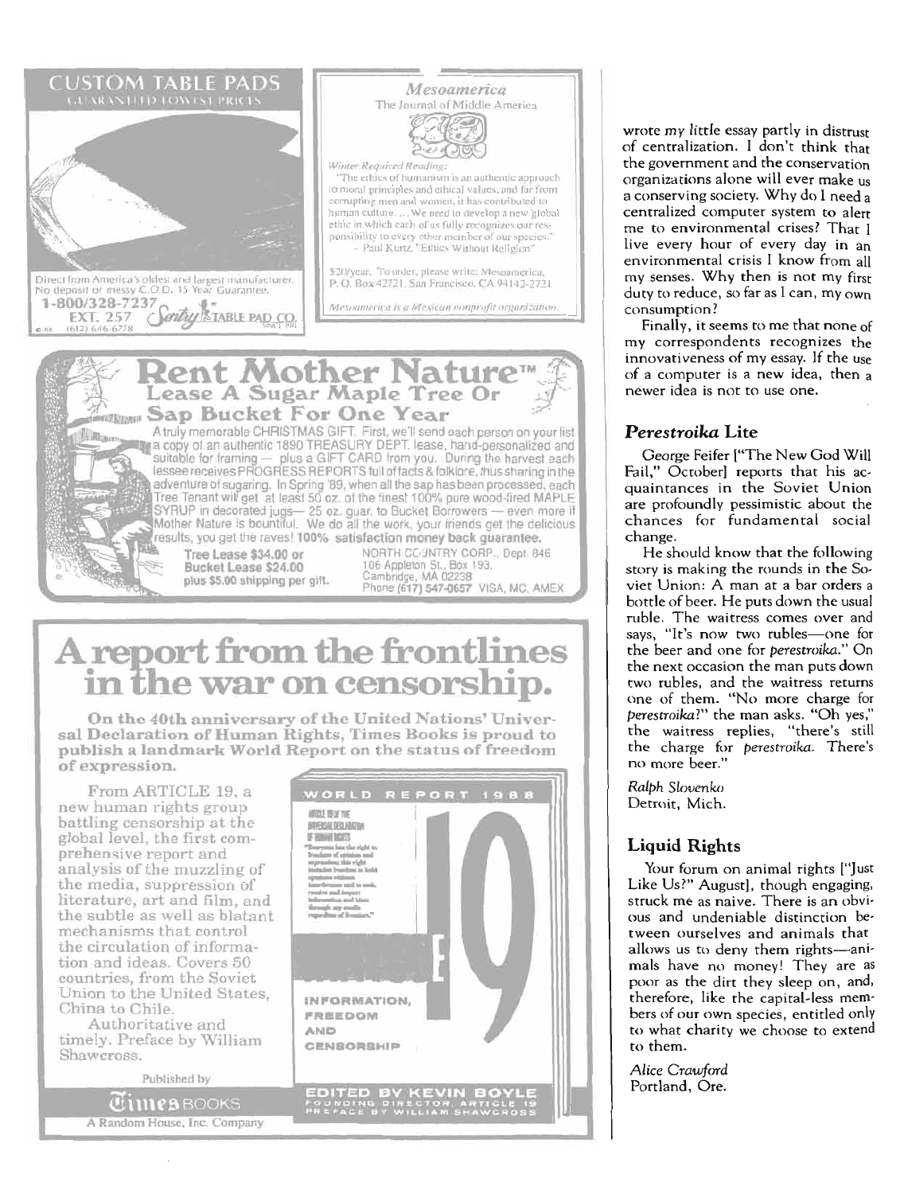# CUSTOM TABLE PADS

GUARANTEED LOWEST PRICES

Direct from America's oldest and largest manufacturer. No deposit or messy C.O.D. 15 Year Guarantee.

1-800/328-7237 EXT. 257

(612) 646-6778

Sentry TABLE PAD CO.

## *Mesoamerica*

The Journal of Middle America

*Winter Required Reading:*

"The ethics of humanism is an authentic approach to moral principles and ethical values, and far from corrupting men and women, it has contributed to human culture. . . . We need to develop a new 'global ethic in which each of us fully recognizes our responsibility to every other member of our species."

– Paul Kurtz, "Ethics Without Religion"

$20/year. To order, please write: Mesoamerica, P. O. Box 42721, San Francisco, CA 94143-2721

*Mesoamerica is a Mexican nonprofit organization.*

# Rent Mother Nature™

## Lease A Sugar Maple Tree Or Sap Bucket For One Year

A truly memorable CHRISTMAS GIFT. First, we'll send each person on your list a copy of an authentic 1890 TREASURY DEPT. lease, hand-personalized and suitable for framing — plus a GIFT CARD from you. During the harvest each lessee receives PROGRESS REPORTS full of facts & folklore, thus sharing in the adventure of sugaring. In Spring '89, when all the sap has been processed, each Tree Tenant will get at least 50 oz. of the finest 100% pure wood-fired MAPLE SYRUP in decorated jugs— 25 oz. guar. to Bucket Borrowers — even more if Mother Nature is bountiful. We do all the work, your friends get the delicious results, you get the raves! **100% satisfaction money back guarantee.**

Tree Lease $34.00 or
Bucket Lease $24.00
plus $5.00 shipping per gift.

NORTH COUNTRY CORP., Dept. 846
106 Appleton St., Box 193,
Cambridge, MA 02238
Phone (617) 547-0657 VISA, MC, AMEX

# A report from the frontlines in the war on censorship.

**On the 40th anniversary of the United Nations' Universal Declaration of Human Rights, Times Books is proud to publish a landmark World Report on the status of freedom of expression.**

From ARTICLE 19, a new human rights group battling censorship at the global level, the first comprehensive report and analysis of the muzzling of the media, suppression of literature, art and film, and the subtle as well as blatant mechanisms that control the circulation of information and ideas. Covers 50 countries, from the Soviet Union to the United States, China to Chile.

Authoritative and timely. Preface by William Shawcross.

WORLD REPORT 1988

INFORMATION, FREEDOM AND CENSORSHIP

EDITED BY KEVIN BOYLE
FOUNDING DIRECTOR, ARTICLE 19
PREFACE BY WILLIAM SHAWCROSS

Published by
Times BOOKS
A Random House, Inc. Company

wrote my little essay partly in distrust of centralization. I don't think that the government and the conservation organizations alone will ever make us a conserving society. Why do I need a centralized computer system to alert me to environmental crises? That I live every hour of every day in an environmental crisis I know from all my senses. Why then is not my first duty to reduce, so far as I can, my own consumption?

Finally, it seems to me that none of my correspondents recognizes the innovativeness of my essay. If the use of a computer is a new idea, then a newer idea is not to use one.

## *Perestroika* Lite

George Feifer ["The New God Will Fail," October] reports that his acquaintances in the Soviet Union are profoundly pessimistic about the chances for fundamental social change.

He should know that the following story is making the rounds in the Soviet Union: A man at a bar orders a bottle of beer. He puts down the usual ruble. The waitress comes over and says, "It's now two rubles—one for the beer and one for *perestroika*." On the next occasion the man puts down two rubles, and the waitress returns one of them. "No more charge for *perestroika*?" the man asks. "Oh yes," the waitress replies, "there's still the charge for *perestroika*. There's no more beer."

*Ralph Slovenko*
Detroit, Mich.

## Liquid Rights

Your forum on animal rights ["Just Like Us?" August], though engaging, struck me as naive. There is an obvious and undeniable distinction between ourselves and animals that allows us to deny them rights—animals have no money! They are as poor as the dirt they sleep on, and, therefore, like the capital-less members of our own species, entitled only to what charity we choose to extend to them.

*Alice Crawford*
Portland, Ore.